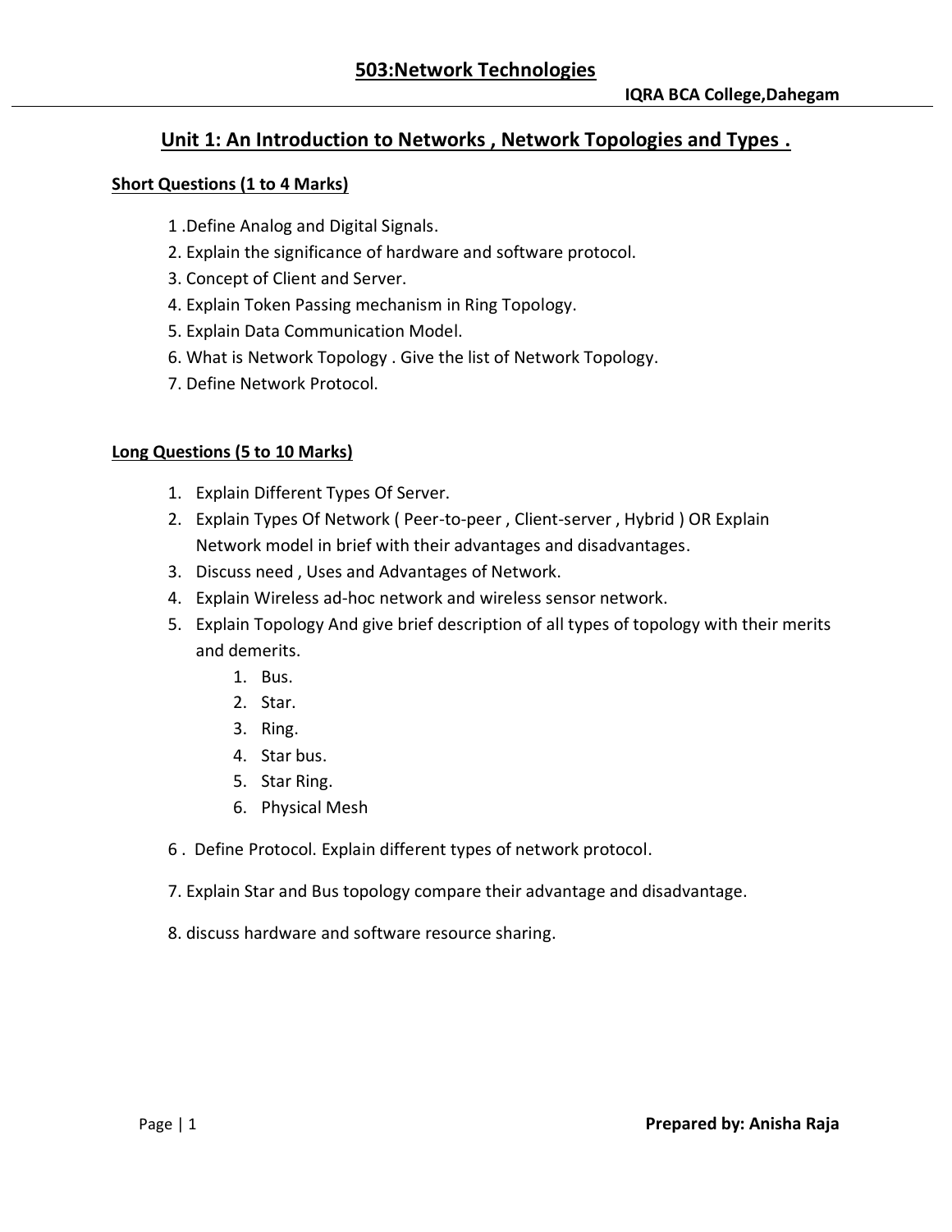# 503:Network Technologies

**IQRA BCA College,Dahegam**

## Unit 1: An Introduction to Networks , Network Topologies and Types .

### Short Questions (1 to 4 Marks)

1 .Define Analog and Digital Signals.

2. Explain the significance of hardware and software protocol.
3. Concept of Client and Server.
4. Explain Token Passing mechanism in Ring Topology.
5. Explain Data Communication Model.
6. What is Network Topology . Give the list of Network Topology.
7. Define Network Protocol.

### Long Questions (5 to 10 Marks)

1. Explain Different Types Of Server.
2. Explain Types Of Network ( Peer-to-peer , Client-server , Hybrid ) OR Explain Network model in brief with their advantages and disadvantages.
3. Discuss need , Uses and Advantages of Network.
4. Explain Wireless ad-hoc network and wireless sensor network.
5. Explain Topology And give brief description of all types of topology with their merits and demerits.
   1. Bus.
   2. Star.
   3. Ring.
   4. Star bus.
   5. Star Ring.
   6. Physical Mesh

6 . Define Protocol. Explain different types of network protocol.

7. Explain Star and Bus topology compare their advantage and disadvantage.

8. discuss hardware and software resource sharing.

**Prepared by: Anisha Raja**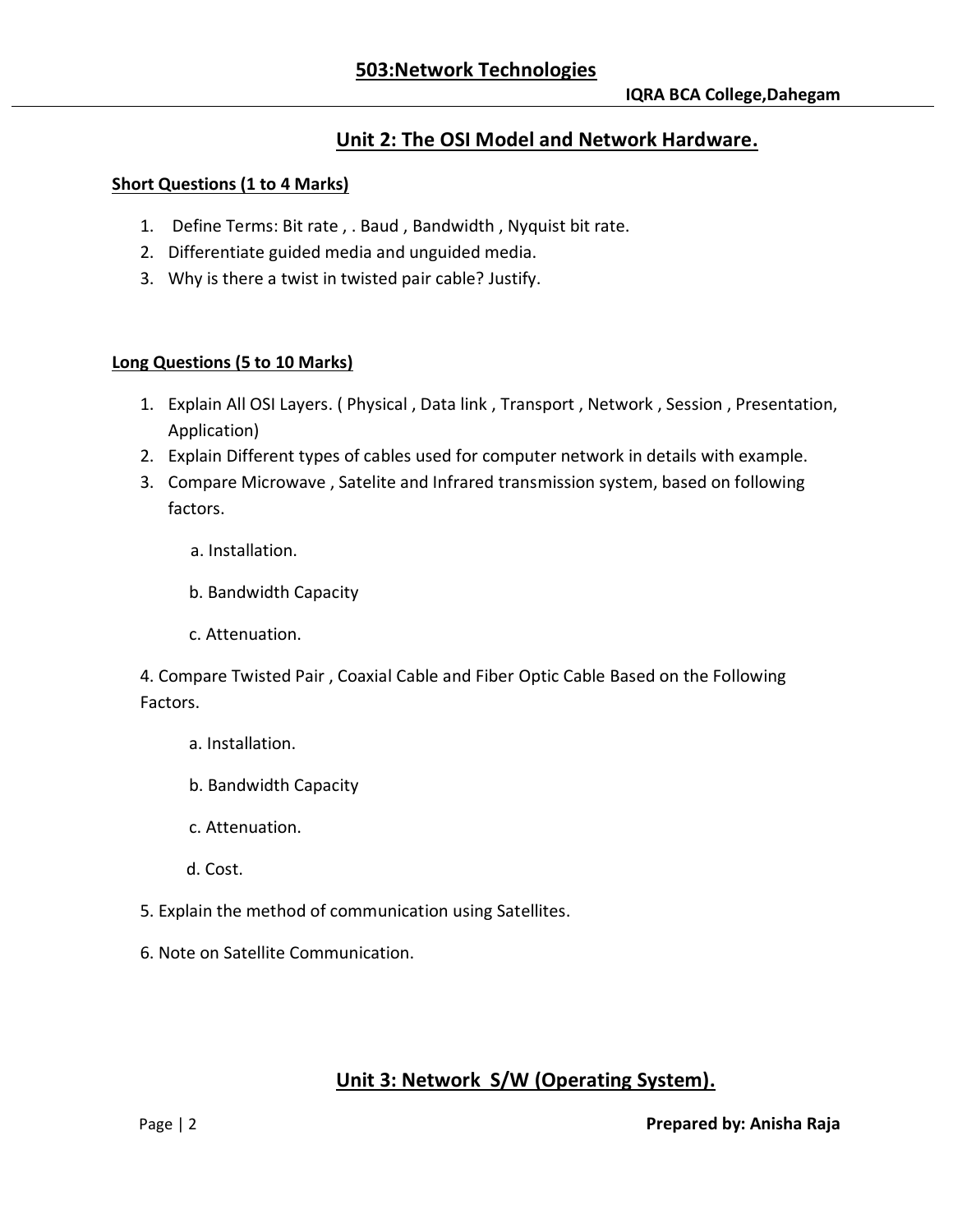## Unit 2: The OSI Model and Network Hardware.

**Short Questions (1 to 4 Marks)**

1. Define Terms: Bit rate , . Baud , Bandwidth , Nyquist bit rate.
2. Differentiate guided media and unguided media.
3. Why is there a twist in twisted pair cable? Justify.

**Long Questions (5 to 10 Marks)**

1. Explain All OSI Layers. ( Physical , Data link , Transport , Network , Session , Presentation, Application)
2. Explain Different types of cables used for computer network in details with example.
3. Compare Microwave , Satelite and Infrared transmission system, based on following factors.

   a. Installation.

   b. Bandwidth Capacity

   c. Attenuation.

4. Compare Twisted Pair , Coaxial Cable and Fiber Optic Cable Based on the Following Factors.

   a. Installation.

   b. Bandwidth Capacity

   c. Attenuation.

   d. Cost.

5. Explain the method of communication using Satellites.

6. Note on Satellite Communication.

## Unit 3: Network S/W (Operating System).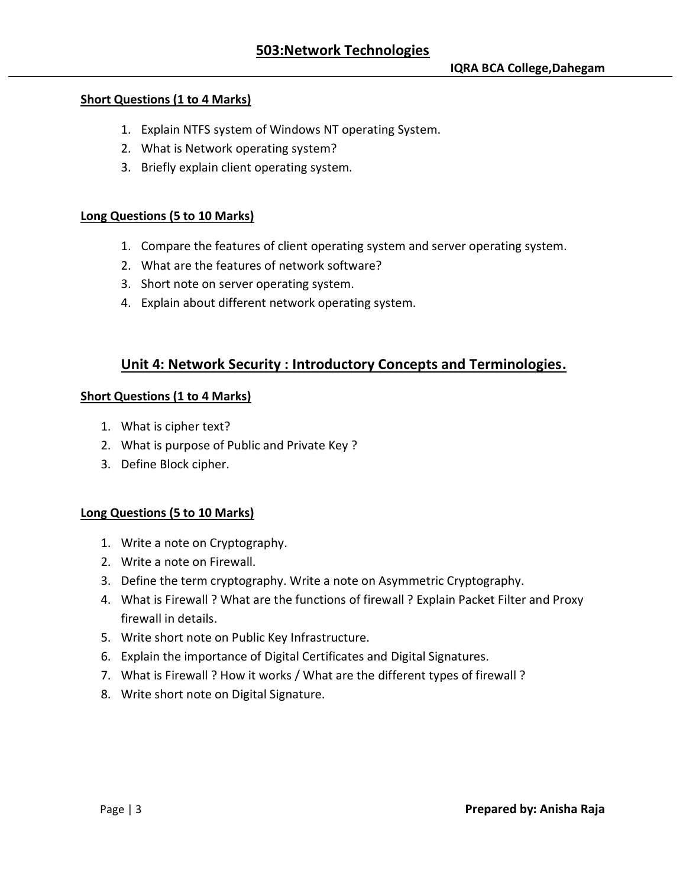#### Short Questions (1 to 4 Marks)

1. Explain NTFS system of Windows NT operating System.
2. What is Network operating system?
3. Briefly explain client operating system.

#### Long Questions (5 to 10 Marks)

1. Compare the features of client operating system and server operating system.
2. What are the features of network software?
3. Short note on server operating system.
4. Explain about different network operating system.

## Unit 4: Network Security : Introductory Concepts and Terminologies.

#### Short Questions (1 to 4 Marks)

1. What is cipher text?
2. What is purpose of Public and Private Key ?
3. Define Block cipher.

#### Long Questions (5 to 10 Marks)

1. Write a note on Cryptography.
2. Write a note on Firewall.
3. Define the term cryptography. Write a note on Asymmetric Cryptography.
4. What is Firewall ? What are the functions of firewall ? Explain Packet Filter and Proxy firewall in details.
5. Write short note on Public Key Infrastructure.
6. Explain the importance of Digital Certificates and Digital Signatures.
7. What is Firewall ? How it works / What are the different types of firewall ?
8. Write short note on Digital Signature.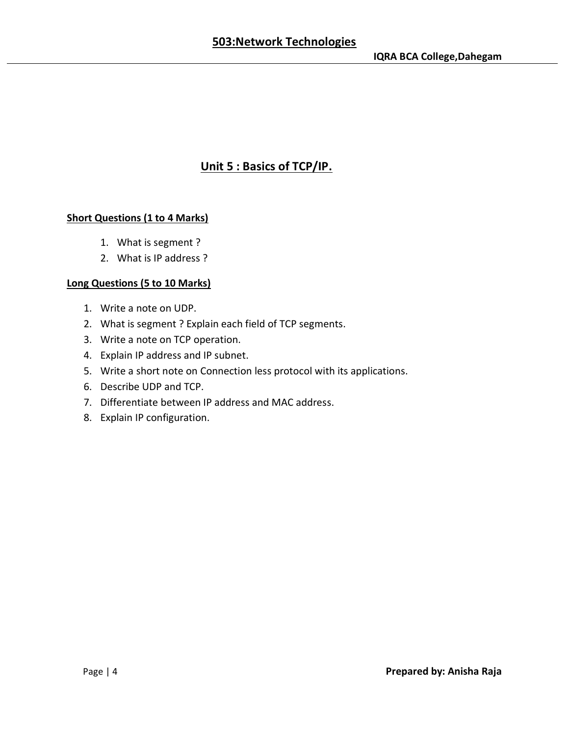## Unit 5 : Basics of TCP/IP.

**Short Questions (1 to 4 Marks)**

1. What is segment ?
2. What is IP address ?

**Long Questions (5 to 10 Marks)**

1. Write a note on UDP.
2. What is segment ? Explain each field of TCP segments.
3. Write a note on TCP operation.
4. Explain IP address and IP subnet.
5. Write a short note on Connection less protocol with its applications.
6. Describe UDP and TCP.
7. Differentiate between IP address and MAC address.
8. Explain IP configuration.